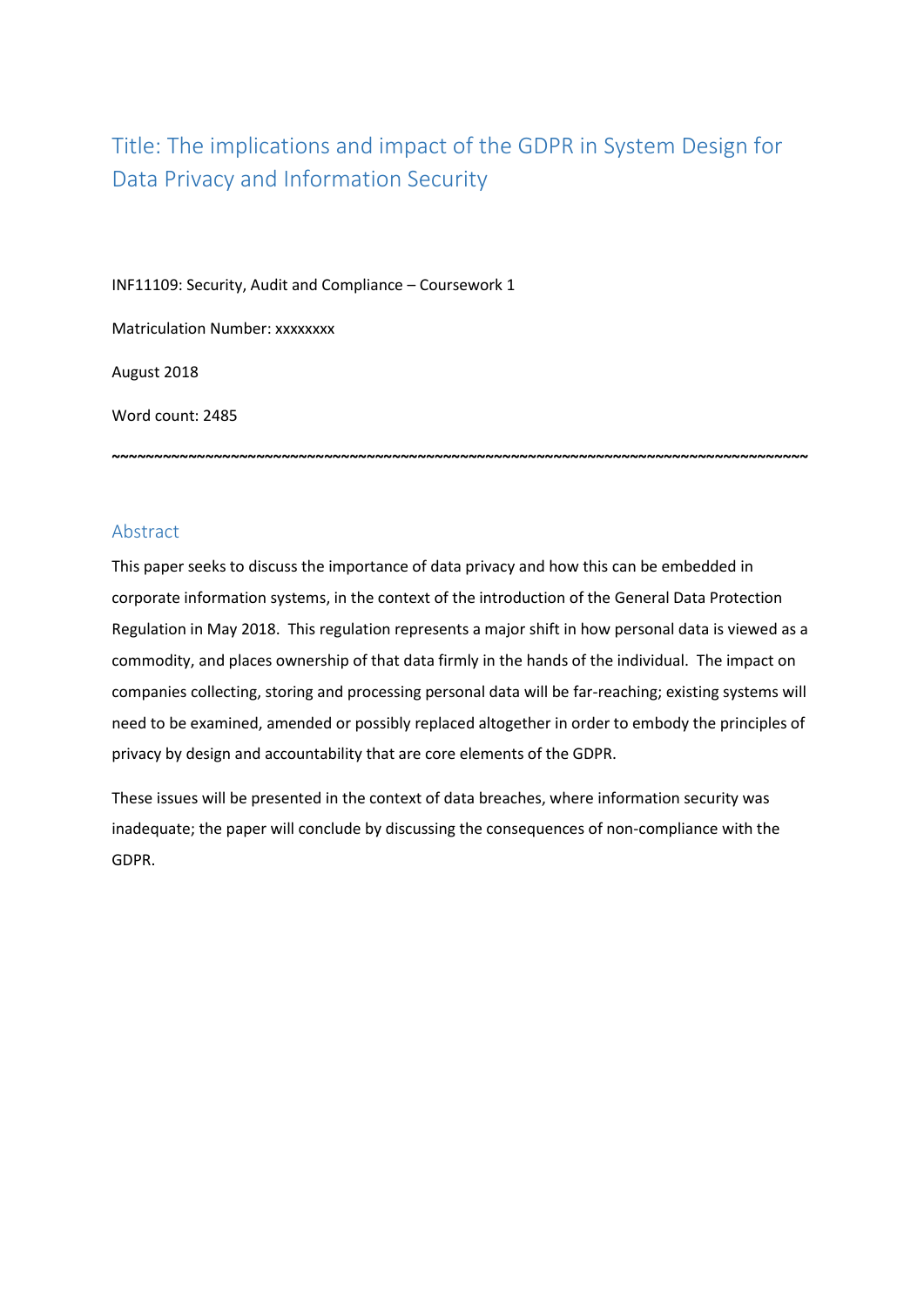# Title: The implications and impact of the GDPR in System Design for Data Privacy and Information Security

INF11109: Security, Audit and Compliance – Coursework 1

Matriculation Number: xxxxxxxx

August 2018

Word count: 2485

~~~~~~~~~~~~~~~~~~~~~~~~~~~~~~~~~~~~~~~~~~~~~~~~~~~~~~~~~~~~~~~~~~~~~~~~~~~~~~~~~~~~~~~~~~

## Abstract

This paper seeks to discuss the importance of data privacy and how this can be embedded in corporate information systems, in the context of the introduction of the General Data Protection Regulation in May 2018. This regulation represents a major shift in how personal data is viewed as a commodity, and places ownership of that data firmly in the hands of the individual. The impact on companies collecting, storing and processing personal data will be far-reaching; existing systems will need to be examined, amended or possibly replaced altogether in order to embody the principles of privacy by design and accountability that are core elements of the GDPR.

These issues will be presented in the context of data breaches, where information security was inadequate; the paper will conclude by discussing the consequences of non-compliance with the GDPR.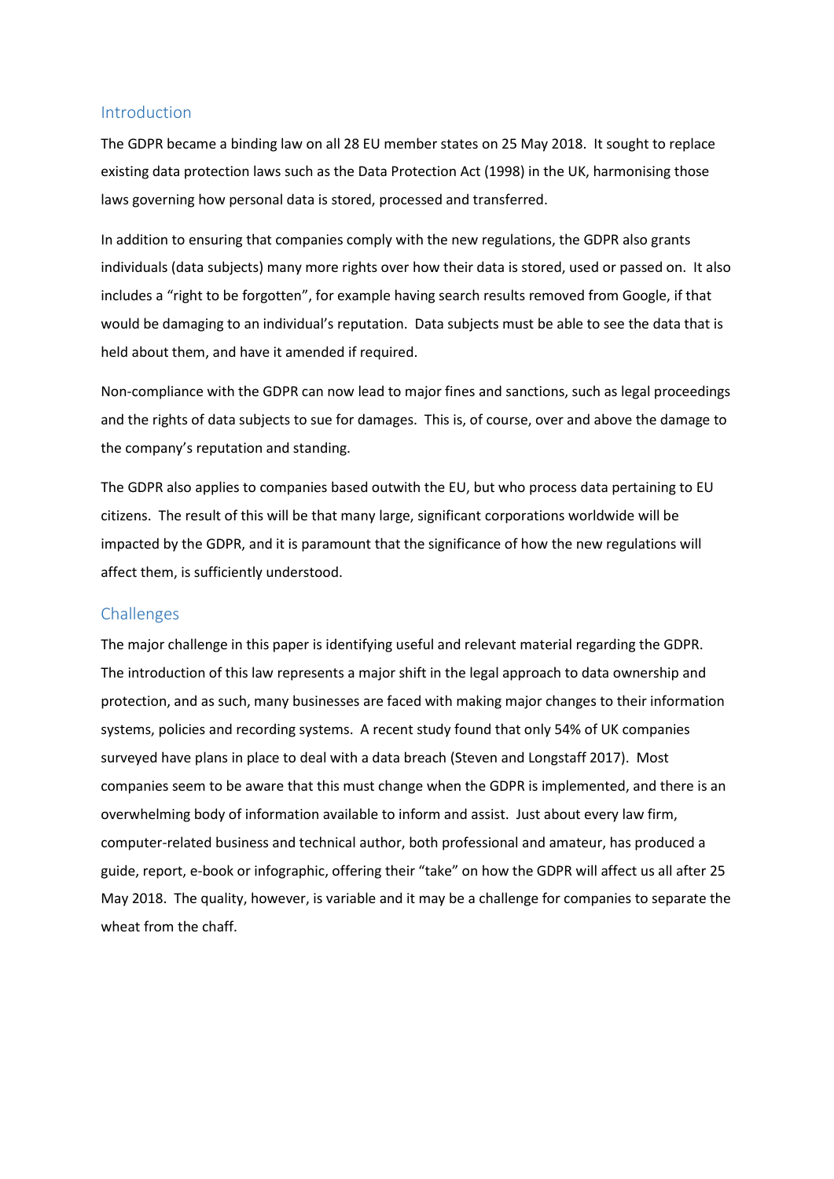## Introduction

The GDPR became a binding law on all 28 EU member states on 25 May 2018. It sought to replace existing data protection laws such as the Data Protection Act (1998) in the UK, harmonising those laws governing how personal data is stored, processed and transferred.

In addition to ensuring that companies comply with the new regulations, the GDPR also grants individuals (data subjects) many more rights over how their data is stored, used or passed on. It also includes a "right to be forgotten", for example having search results removed from Google, if that would be damaging to an individual's reputation. Data subjects must be able to see the data that is held about them, and have it amended if required.

Non-compliance with the GDPR can now lead to major fines and sanctions, such as legal proceedings and the rights of data subjects to sue for damages. This is, of course, over and above the damage to the company's reputation and standing.

The GDPR also applies to companies based outwith the EU, but who process data pertaining to EU citizens. The result of this will be that many large, significant corporations worldwide will be impacted by the GDPR, and it is paramount that the significance of how the new regulations will affect them, is sufficiently understood.

## Challenges

The major challenge in this paper is identifying useful and relevant material regarding the GDPR. The introduction of this law represents a major shift in the legal approach to data ownership and protection, and as such, many businesses are faced with making major changes to their information systems, policies and recording systems. A recent study found that only 54% of UK companies surveyed have plans in place to deal with a data breach (Steven and Longstaff 2017). Most companies seem to be aware that this must change when the GDPR is implemented, and there is an overwhelming body of information available to inform and assist. Just about every law firm, computer-related business and technical author, both professional and amateur, has produced a guide, report, e-book or infographic, offering their "take" on how the GDPR will affect us all after 25 May 2018. The quality, however, is variable and it may be a challenge for companies to separate the wheat from the chaff.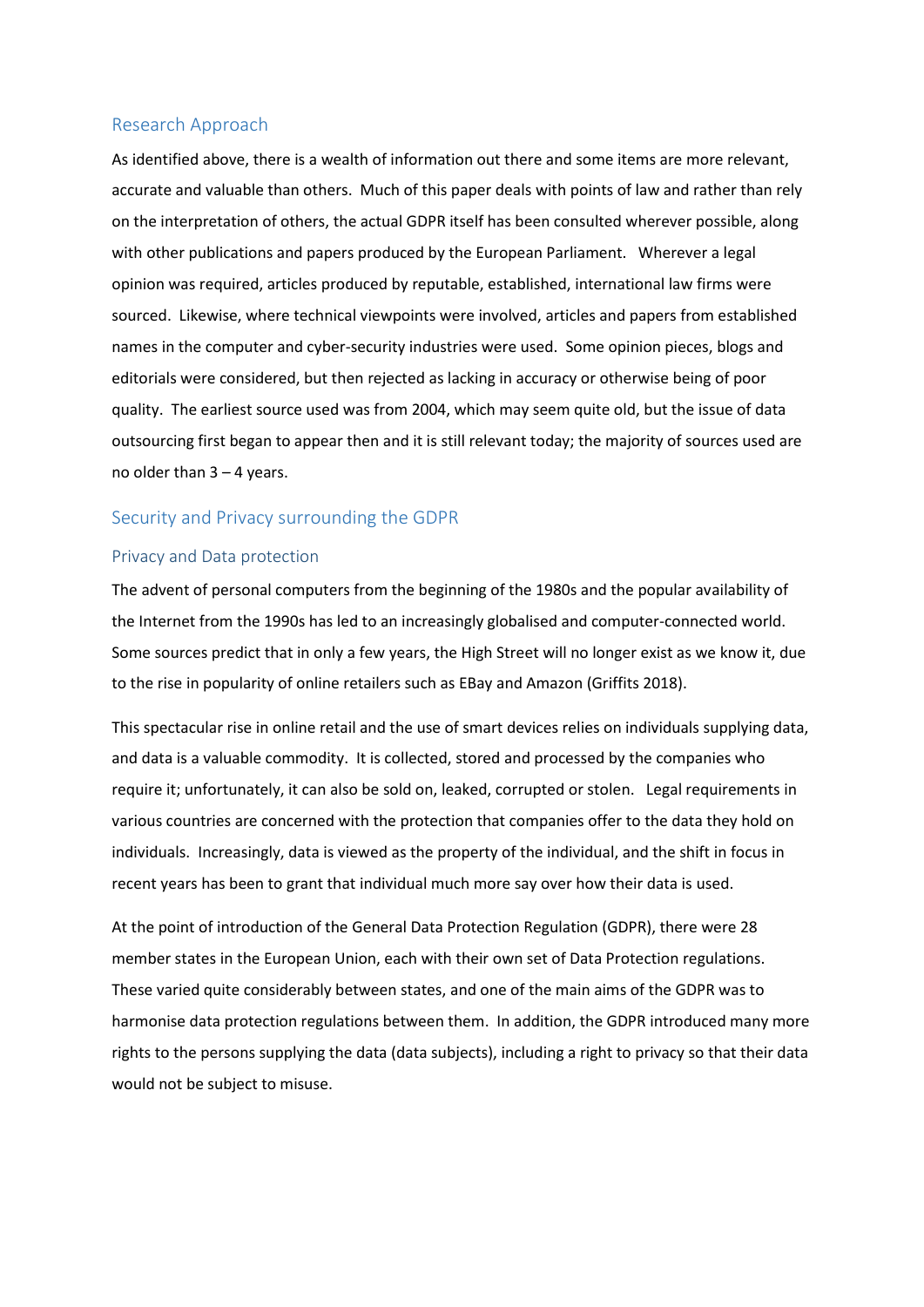## Research Approach

As identified above, there is a wealth of information out there and some items are more relevant, accurate and valuable than others. Much of this paper deals with points of law and rather than rely on the interpretation of others, the actual GDPR itself has been consulted wherever possible, along with other publications and papers produced by the European Parliament. Wherever a legal opinion was required, articles produced by reputable, established, international law firms were sourced. Likewise, where technical viewpoints were involved, articles and papers from established names in the computer and cyber-security industries were used. Some opinion pieces, blogs and editorials were considered, but then rejected as lacking in accuracy or otherwise being of poor quality. The earliest source used was from 2004, which may seem quite old, but the issue of data outsourcing first began to appear then and it is still relevant today; the majority of sources used are no older than 3 – 4 years.

## Security and Privacy surrounding the GDPR

### Privacy and Data protection

The advent of personal computers from the beginning of the 1980s and the popular availability of the Internet from the 1990s has led to an increasingly globalised and computer-connected world. Some sources predict that in only a few years, the High Street will no longer exist as we know it, due to the rise in popularity of online retailers such as EBay and Amazon (Griffits 2018).

This spectacular rise in online retail and the use of smart devices relies on individuals supplying data, and data is a valuable commodity. It is collected, stored and processed by the companies who require it; unfortunately, it can also be sold on, leaked, corrupted or stolen. Legal requirements in various countries are concerned with the protection that companies offer to the data they hold on individuals. Increasingly, data is viewed as the property of the individual, and the shift in focus in recent years has been to grant that individual much more say over how their data is used.

At the point of introduction of the General Data Protection Regulation (GDPR), there were 28 member states in the European Union, each with their own set of Data Protection regulations. These varied quite considerably between states, and one of the main aims of the GDPR was to harmonise data protection regulations between them. In addition, the GDPR introduced many more rights to the persons supplying the data (data subjects), including a right to privacy so that their data would not be subject to misuse.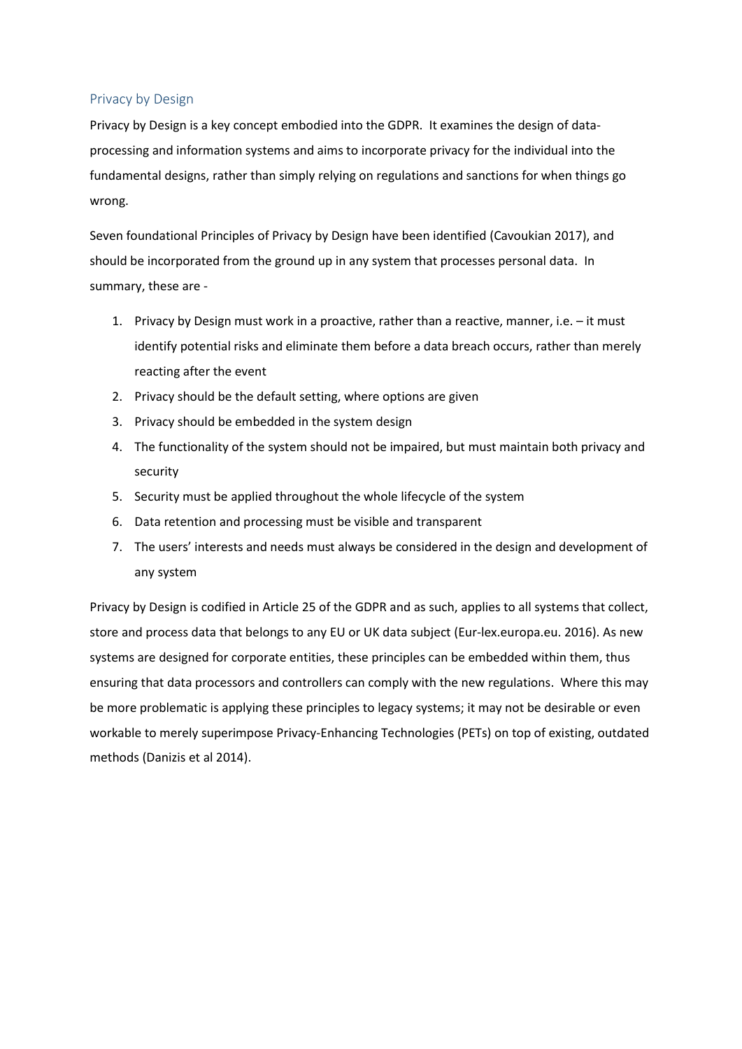## Privacy by Design

Privacy by Design is a key concept embodied into the GDPR. It examines the design of data-processing and information systems and aims to incorporate privacy for the individual into the fundamental designs, rather than simply relying on regulations and sanctions for when things go wrong.

Seven foundational Principles of Privacy by Design have been identified (Cavoukian 2017), and should be incorporated from the ground up in any system that processes personal data. In summary, these are -

1. Privacy by Design must work in a proactive, rather than a reactive, manner, i.e. – it must identify potential risks and eliminate them before a data breach occurs, rather than merely reacting after the event
2. Privacy should be the default setting, where options are given
3. Privacy should be embedded in the system design
4. The functionality of the system should not be impaired, but must maintain both privacy and security
5. Security must be applied throughout the whole lifecycle of the system
6. Data retention and processing must be visible and transparent
7. The users' interests and needs must always be considered in the design and development of any system

Privacy by Design is codified in Article 25 of the GDPR and as such, applies to all systems that collect, store and process data that belongs to any EU or UK data subject (Eur-lex.europa.eu. 2016). As new systems are designed for corporate entities, these principles can be embedded within them, thus ensuring that data processors and controllers can comply with the new regulations. Where this may be more problematic is applying these principles to legacy systems; it may not be desirable or even workable to merely superimpose Privacy-Enhancing Technologies (PETs) on top of existing, outdated methods (Danizis et al 2014).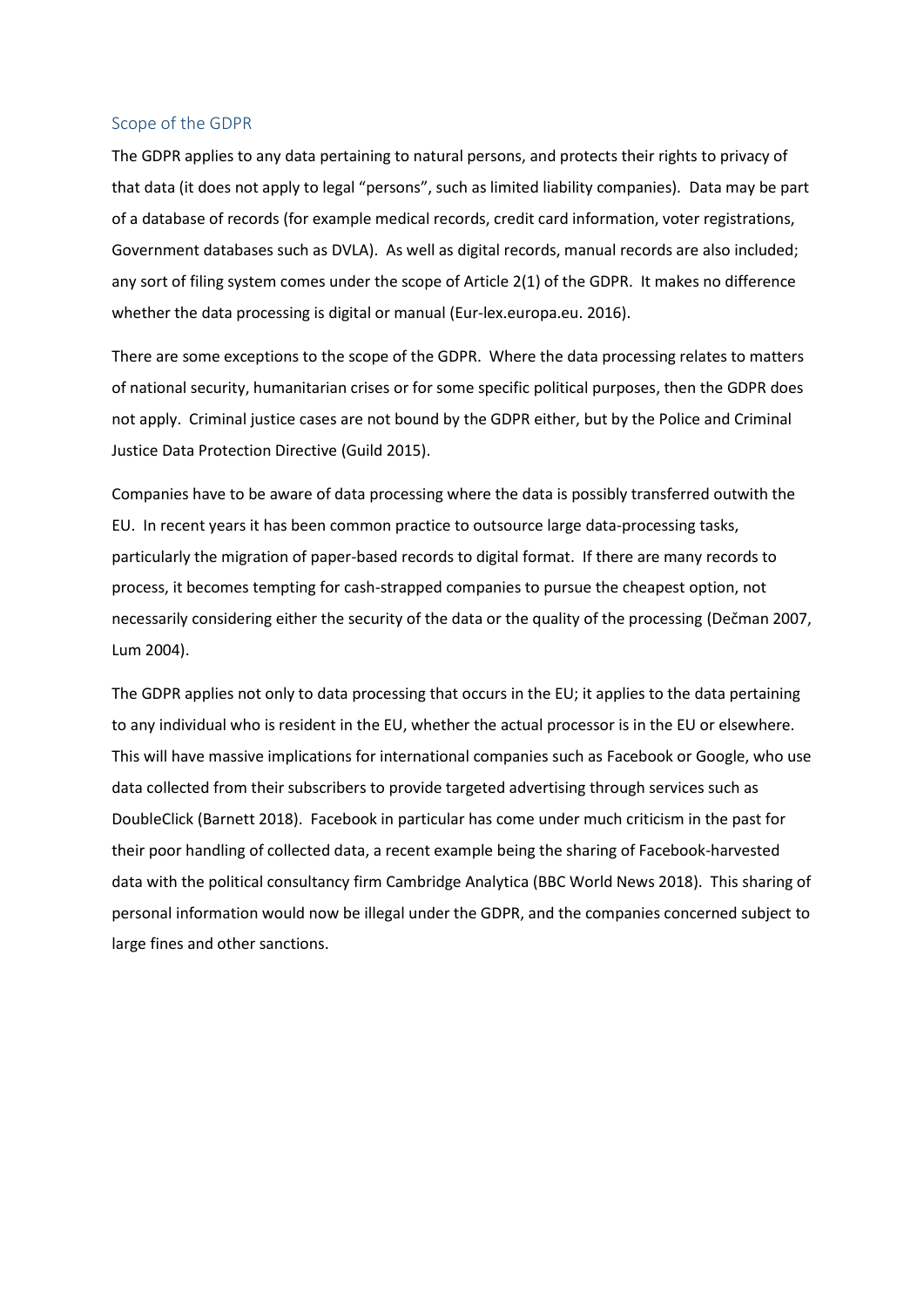## Scope of the GDPR

The GDPR applies to any data pertaining to natural persons, and protects their rights to privacy of that data (it does not apply to legal "persons", such as limited liability companies). Data may be part of a database of records (for example medical records, credit card information, voter registrations, Government databases such as DVLA). As well as digital records, manual records are also included; any sort of filing system comes under the scope of Article 2(1) of the GDPR. It makes no difference whether the data processing is digital or manual (Eur-lex.europa.eu. 2016).

There are some exceptions to the scope of the GDPR. Where the data processing relates to matters of national security, humanitarian crises or for some specific political purposes, then the GDPR does not apply. Criminal justice cases are not bound by the GDPR either, but by the Police and Criminal Justice Data Protection Directive (Guild 2015).

Companies have to be aware of data processing where the data is possibly transferred outwith the EU. In recent years it has been common practice to outsource large data-processing tasks, particularly the migration of paper-based records to digital format. If there are many records to process, it becomes tempting for cash-strapped companies to pursue the cheapest option, not necessarily considering either the security of the data or the quality of the processing (Dečman 2007, Lum 2004).

The GDPR applies not only to data processing that occurs in the EU; it applies to the data pertaining to any individual who is resident in the EU, whether the actual processor is in the EU or elsewhere. This will have massive implications for international companies such as Facebook or Google, who use data collected from their subscribers to provide targeted advertising through services such as DoubleClick (Barnett 2018). Facebook in particular has come under much criticism in the past for their poor handling of collected data, a recent example being the sharing of Facebook-harvested data with the political consultancy firm Cambridge Analytica (BBC World News 2018). This sharing of personal information would now be illegal under the GDPR, and the companies concerned subject to large fines and other sanctions.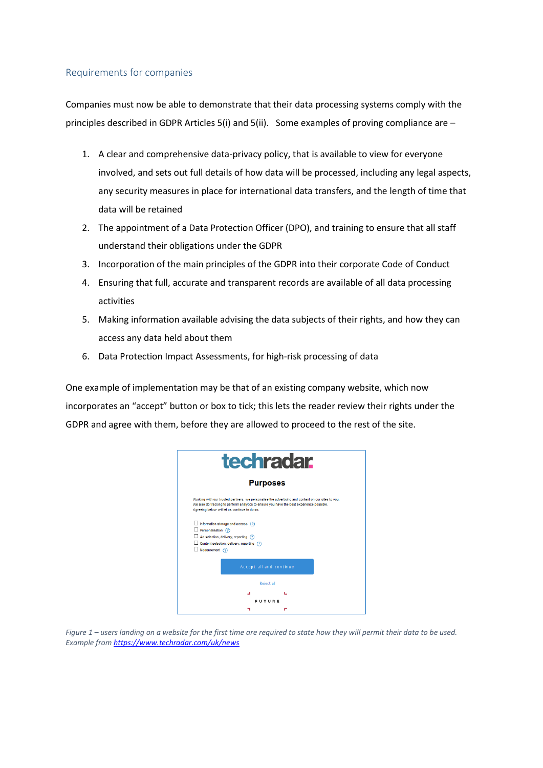## Requirements for companies

Companies must now be able to demonstrate that their data processing systems comply with the principles described in GDPR Articles 5(i) and 5(ii). Some examples of proving compliance are –

1. A clear and comprehensive data-privacy policy, that is available to view for everyone involved, and sets out full details of how data will be processed, including any legal aspects, any security measures in place for international data transfers, and the length of time that data will be retained
2. The appointment of a Data Protection Officer (DPO), and training to ensure that all staff understand their obligations under the GDPR
3. Incorporation of the main principles of the GDPR into their corporate Code of Conduct
4. Ensuring that full, accurate and transparent records are available of all data processing activities
5. Making information available advising the data subjects of their rights, and how they can access any data held about them
6. Data Protection Impact Assessments, for high-risk processing of data

One example of implementation may be that of an existing company website, which now incorporates an "accept" button or box to tick; this lets the reader review their rights under the GDPR and agree with them, before they are allowed to proceed to the rest of the site.

*Figure 1 – users landing on a website for the first time are required to state how they will permit their data to be used. Example from [https://www.techradar.com/uk/news](https://www.techradar.com/uk/news)*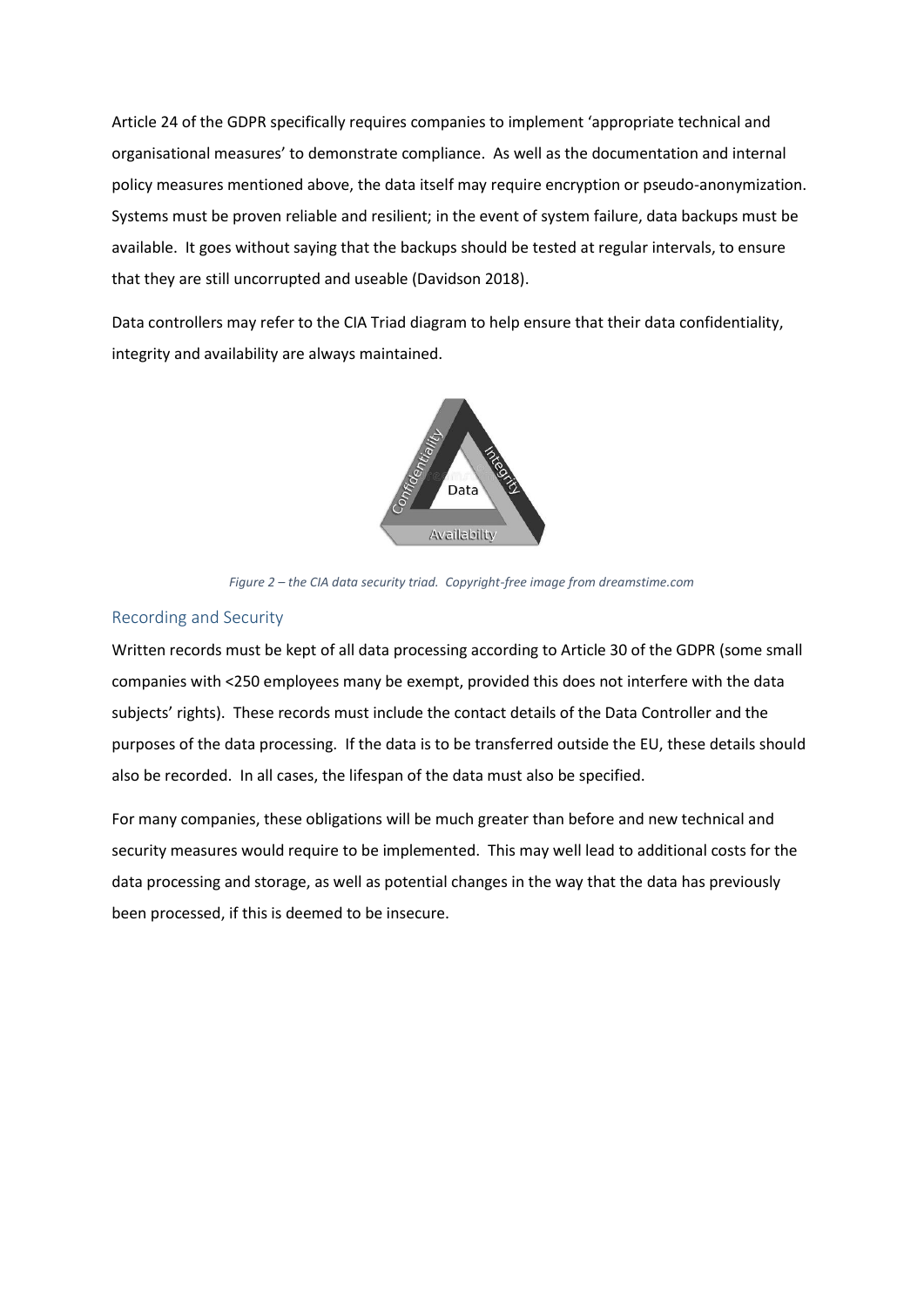Article 24 of the GDPR specifically requires companies to implement 'appropriate technical and organisational measures' to demonstrate compliance. As well as the documentation and internal policy measures mentioned above, the data itself may require encryption or pseudo-anonymization. Systems must be proven reliable and resilient; in the event of system failure, data backups must be available. It goes without saying that the backups should be tested at regular intervals, to ensure that they are still uncorrupted and useable (Davidson 2018).

Data controllers may refer to the CIA Triad diagram to help ensure that their data confidentiality, integrity and availability are always maintained.

*Figure 2 – the CIA data security triad. Copyright-free image from dreamstime.com*

## Recording and Security

Written records must be kept of all data processing according to Article 30 of the GDPR (some small companies with <250 employees many be exempt, provided this does not interfere with the data subjects' rights). These records must include the contact details of the Data Controller and the purposes of the data processing. If the data is to be transferred outside the EU, these details should also be recorded. In all cases, the lifespan of the data must also be specified.

For many companies, these obligations will be much greater than before and new technical and security measures would require to be implemented. This may well lead to additional costs for the data processing and storage, as well as potential changes in the way that the data has previously been processed, if this is deemed to be insecure.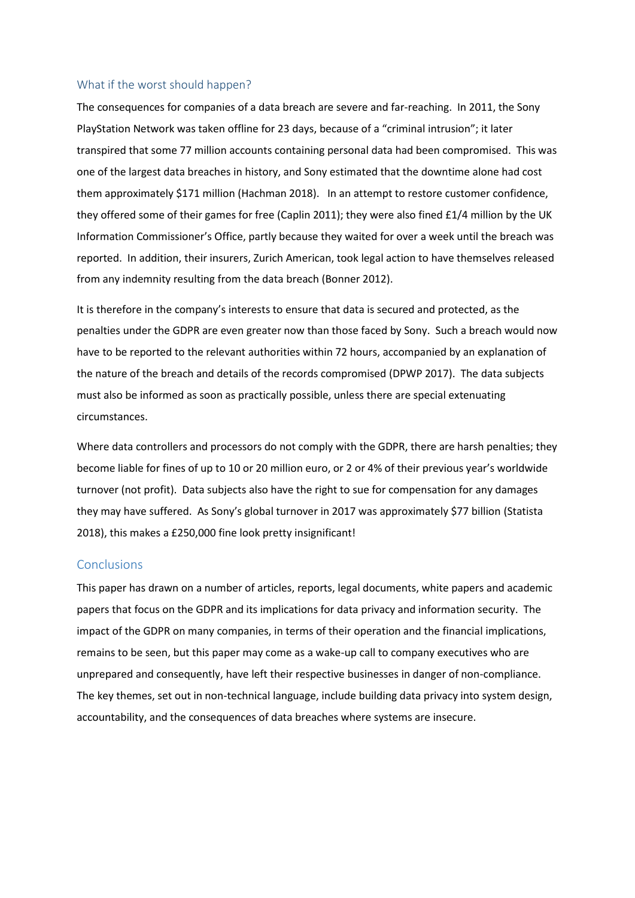## What if the worst should happen?

The consequences for companies of a data breach are severe and far-reaching. In 2011, the Sony PlayStation Network was taken offline for 23 days, because of a "criminal intrusion"; it later transpired that some 77 million accounts containing personal data had been compromised. This was one of the largest data breaches in history, and Sony estimated that the downtime alone had cost them approximately $171 million (Hachman 2018). In an attempt to restore customer confidence, they offered some of their games for free (Caplin 2011); they were also fined £1/4 million by the UK Information Commissioner's Office, partly because they waited for over a week until the breach was reported. In addition, their insurers, Zurich American, took legal action to have themselves released from any indemnity resulting from the data breach (Bonner 2012).

It is therefore in the company's interests to ensure that data is secured and protected, as the penalties under the GDPR are even greater now than those faced by Sony. Such a breach would now have to be reported to the relevant authorities within 72 hours, accompanied by an explanation of the nature of the breach and details of the records compromised (DPWP 2017). The data subjects must also be informed as soon as practically possible, unless there are special extenuating circumstances.

Where data controllers and processors do not comply with the GDPR, there are harsh penalties; they become liable for fines of up to 10 or 20 million euro, or 2 or 4% of their previous year's worldwide turnover (not profit). Data subjects also have the right to sue for compensation for any damages they may have suffered. As Sony's global turnover in 2017 was approximately $77 billion (Statista 2018), this makes a £250,000 fine look pretty insignificant!

## Conclusions

This paper has drawn on a number of articles, reports, legal documents, white papers and academic papers that focus on the GDPR and its implications for data privacy and information security. The impact of the GDPR on many companies, in terms of their operation and the financial implications, remains to be seen, but this paper may come as a wake-up call to company executives who are unprepared and consequently, have left their respective businesses in danger of non-compliance. The key themes, set out in non-technical language, include building data privacy into system design, accountability, and the consequences of data breaches where systems are insecure.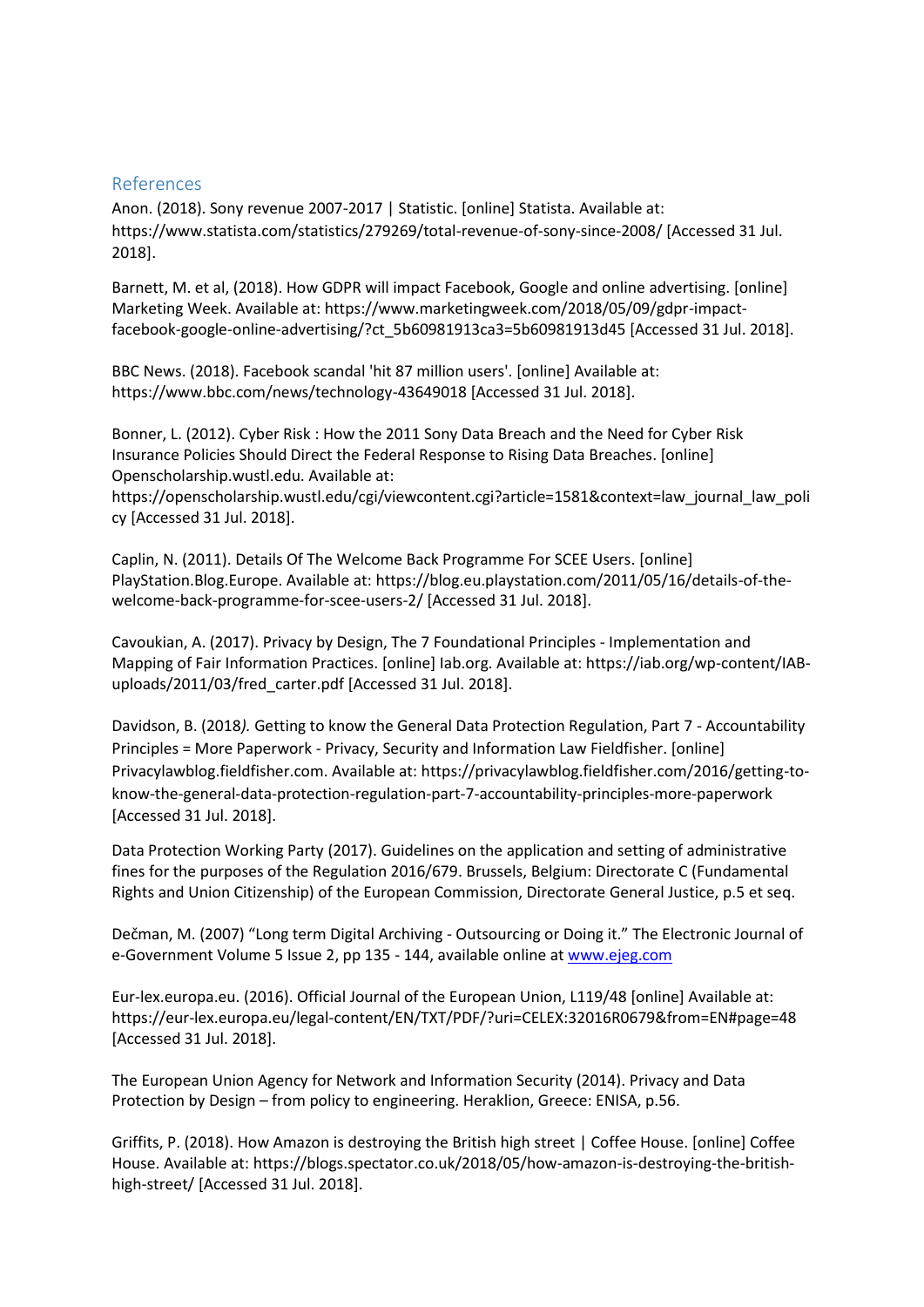## References

Anon. (2018). Sony revenue 2007-2017 | Statistic. [online] Statista. Available at: https://www.statista.com/statistics/279269/total-revenue-of-sony-since-2008/ [Accessed 31 Jul. 2018].

Barnett, M. et al, (2018). How GDPR will impact Facebook, Google and online advertising. [online] Marketing Week. Available at: https://www.marketingweek.com/2018/05/09/gdpr-impact-facebook-google-online-advertising/?ct_5b60981913ca3=5b60981913d45 [Accessed 31 Jul. 2018].

BBC News. (2018). Facebook scandal 'hit 87 million users'. [online] Available at: https://www.bbc.com/news/technology-43649018 [Accessed 31 Jul. 2018].

Bonner, L. (2012). Cyber Risk : How the 2011 Sony Data Breach and the Need for Cyber Risk Insurance Policies Should Direct the Federal Response to Rising Data Breaches. [online] Openscholarship.wustl.edu. Available at: https://openscholarship.wustl.edu/cgi/viewcontent.cgi?article=1581&context=law_journal_law_policy [Accessed 31 Jul. 2018].

Caplin, N. (2011). Details Of The Welcome Back Programme For SCEE Users. [online] PlayStation.Blog.Europe. Available at: https://blog.eu.playstation.com/2011/05/16/details-of-the-welcome-back-programme-for-scee-users-2/ [Accessed 31 Jul. 2018].

Cavoukian, A. (2017). Privacy by Design, The 7 Foundational Principles - Implementation and Mapping of Fair Information Practices. [online] Iab.org. Available at: https://iab.org/wp-content/IAB-uploads/2011/03/fred_carter.pdf [Accessed 31 Jul. 2018].

Davidson, B. (2018*).* Getting to know the General Data Protection Regulation, Part 7 - Accountability Principles = More Paperwork - Privacy, Security and Information Law Fieldfisher. [online] Privacylawblog.fieldfisher.com. Available at: https://privacylawblog.fieldfisher.com/2016/getting-to-know-the-general-data-protection-regulation-part-7-accountability-principles-more-paperwork [Accessed 31 Jul. 2018].

Data Protection Working Party (2017). Guidelines on the application and setting of administrative fines for the purposes of the Regulation 2016/679. Brussels, Belgium: Directorate C (Fundamental Rights and Union Citizenship) of the European Commission, Directorate General Justice, p.5 et seq.

Dečman, M. (2007) "Long term Digital Archiving - Outsourcing or Doing it." The Electronic Journal of e-Government Volume 5 Issue 2, pp 135 - 144, available online at www.ejeg.com

Eur-lex.europa.eu. (2016). Official Journal of the European Union, L119/48 [online] Available at: https://eur-lex.europa.eu/legal-content/EN/TXT/PDF/?uri=CELEX:32016R0679&from=EN#page=48 [Accessed 31 Jul. 2018].

The European Union Agency for Network and Information Security (2014). Privacy and Data Protection by Design – from policy to engineering. Heraklion, Greece: ENISA, p.56.

Griffits, P. (2018). How Amazon is destroying the British high street | Coffee House. [online] Coffee House. Available at: https://blogs.spectator.co.uk/2018/05/how-amazon-is-destroying-the-british-high-street/ [Accessed 31 Jul. 2018].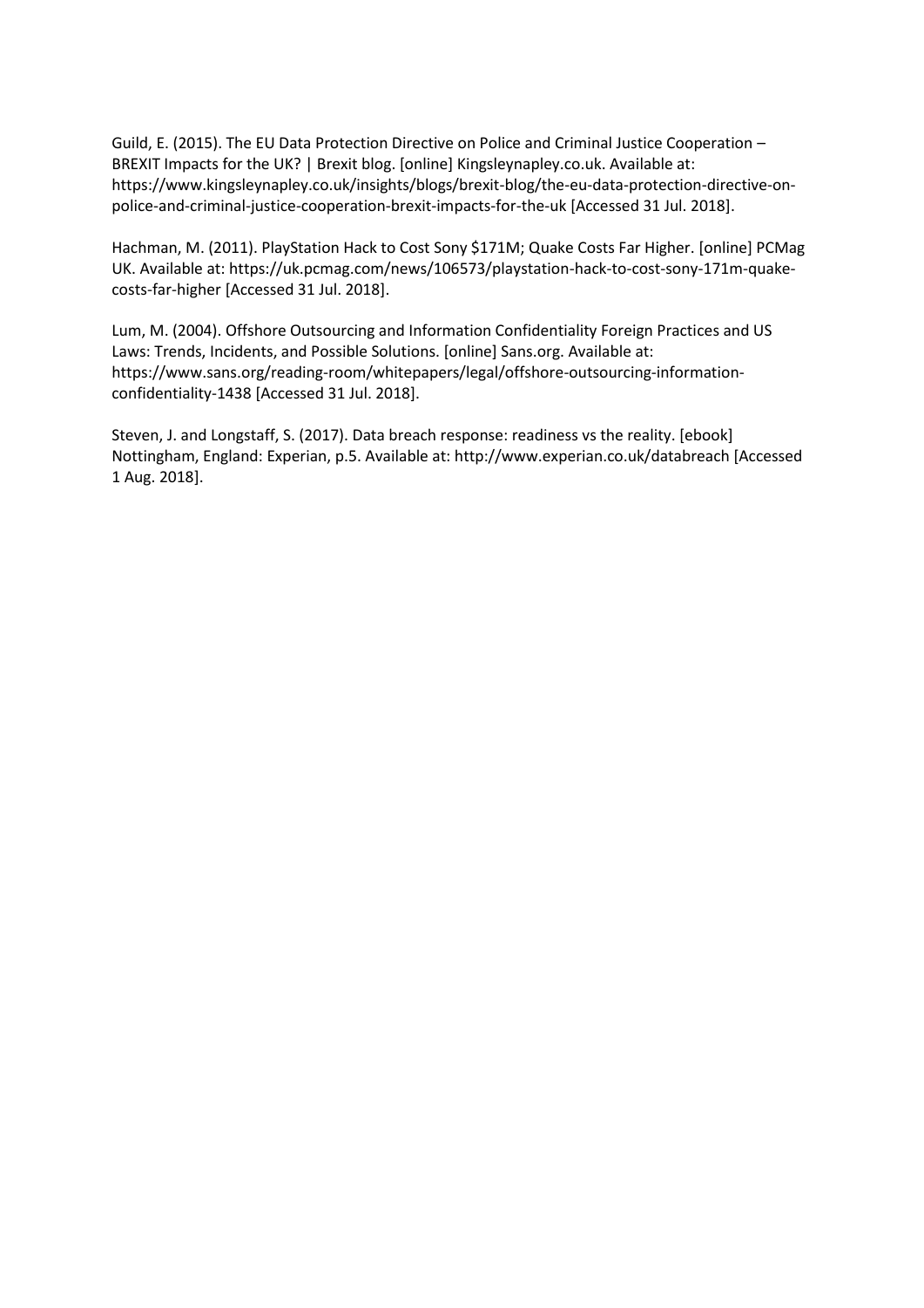Guild, E. (2015). The EU Data Protection Directive on Police and Criminal Justice Cooperation – BREXIT Impacts for the UK? | Brexit blog. [online] Kingsleynapley.co.uk. Available at: https://www.kingsleynapley.co.uk/insights/blogs/brexit-blog/the-eu-data-protection-directive-on-police-and-criminal-justice-cooperation-brexit-impacts-for-the-uk [Accessed 31 Jul. 2018].

Hachman, M. (2011). PlayStation Hack to Cost Sony $171M; Quake Costs Far Higher. [online] PCMag UK. Available at: https://uk.pcmag.com/news/106573/playstation-hack-to-cost-sony-171m-quake-costs-far-higher [Accessed 31 Jul. 2018].

Lum, M. (2004). Offshore Outsourcing and Information Confidentiality Foreign Practices and US Laws: Trends, Incidents, and Possible Solutions. [online] Sans.org. Available at: https://www.sans.org/reading-room/whitepapers/legal/offshore-outsourcing-information-confidentiality-1438 [Accessed 31 Jul. 2018].

Steven, J. and Longstaff, S. (2017). Data breach response: readiness vs the reality. [ebook] Nottingham, England: Experian, p.5. Available at: http://www.experian.co.uk/databreach [Accessed 1 Aug. 2018].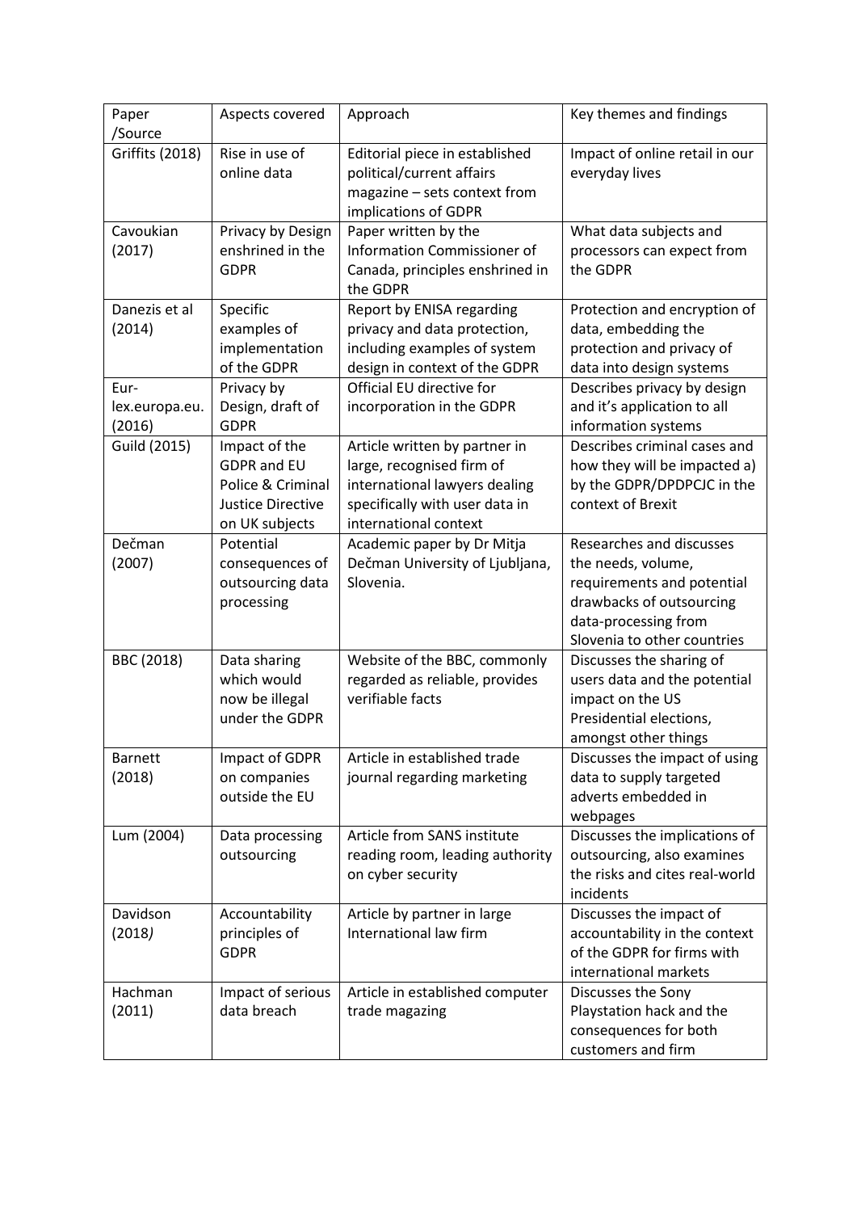| Paper /Source | Aspects covered | Approach | Key themes and findings |
|---|---|---|---|
| Griffits (2018) | Rise in use of online data | Editorial piece in established political/current affairs magazine – sets context from implications of GDPR | Impact of online retail in our everyday lives |
| Cavoukian (2017) | Privacy by Design enshrined in the GDPR | Paper written by the Information Commissioner of Canada, principles enshrined in the GDPR | What data subjects and processors can expect from the GDPR |
| Danezis et al (2014) | Specific examples of implementation of the GDPR | Report by ENISA regarding privacy and data protection, including examples of system design in context of the GDPR | Protection and encryption of data, embedding the protection and privacy of data into design systems |
| Eur-lex.europa.eu. (2016) | Privacy by Design, draft of GDPR | Official EU directive for incorporation in the GDPR | Describes privacy by design and it's application to all information systems |
| Guild (2015) | Impact of the GDPR and EU Police & Criminal Justice Directive on UK subjects | Article written by partner in large, recognised firm of international lawyers dealing specifically with user data in international context | Describes criminal cases and how they will be impacted a) by the GDPR/DPDPCJC in the context of Brexit |
| Dečman (2007) | Potential consequences of outsourcing data processing | Academic paper by Dr Mitja Dečman University of Ljubljana, Slovenia. | Researches and discusses the needs, volume, requirements and potential drawbacks of outsourcing data-processing from Slovenia to other countries |
| BBC (2018) | Data sharing which would now be illegal under the GDPR | Website of the BBC, commonly regarded as reliable, provides verifiable facts | Discusses the sharing of users data and the potential impact on the US Presidential elections, amongst other things |
| Barnett (2018) | Impact of GDPR on companies outside the EU | Article in established trade journal regarding marketing | Discusses the impact of using data to supply targeted adverts embedded in webpages |
| Lum (2004) | Data processing outsourcing | Article from SANS institute reading room, leading authority on cyber security | Discusses the implications of outsourcing, also examines the risks and cites real-world incidents |
| Davidson (2018*)* | Accountability principles of GDPR | Article by partner in large International law firm | Discusses the impact of accountability in the context of the GDPR for firms with international markets |
| Hachman (2011) | Impact of serious data breach | Article in established computer trade magazing | Discusses the Sony Playstation hack and the consequences for both customers and firm |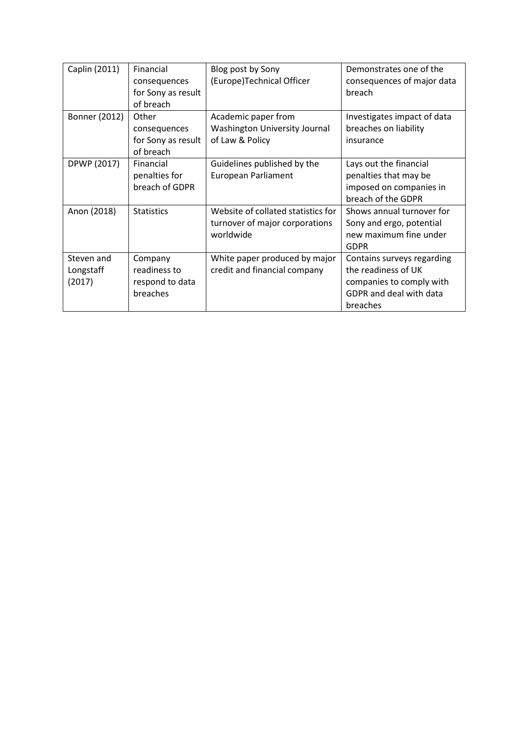| | | | |
|---|---|---|---|
| Caplin (2011) | Financial consequences for Sony as result of breach | Blog post by Sony (Europe)Technical Officer | Demonstrates one of the consequences of major data breach |
| Bonner (2012) | Other consequences for Sony as result of breach | Academic paper from Washington University Journal of Law & Policy | Investigates impact of data breaches on liability insurance |
| DPWP (2017) | Financial penalties for breach of GDPR | Guidelines published by the European Parliament | Lays out the financial penalties that may be imposed on companies in breach of the GDPR |
| Anon (2018) | Statistics | Website of collated statistics for turnover of major corporations worldwide | Shows annual turnover for Sony and ergo, potential new maximum fine under GDPR |
| Steven and Longstaff (2017) | Company readiness to respond to data breaches | White paper produced by major credit and financial company | Contains surveys regarding the readiness of UK companies to comply with GDPR and deal with data breaches |